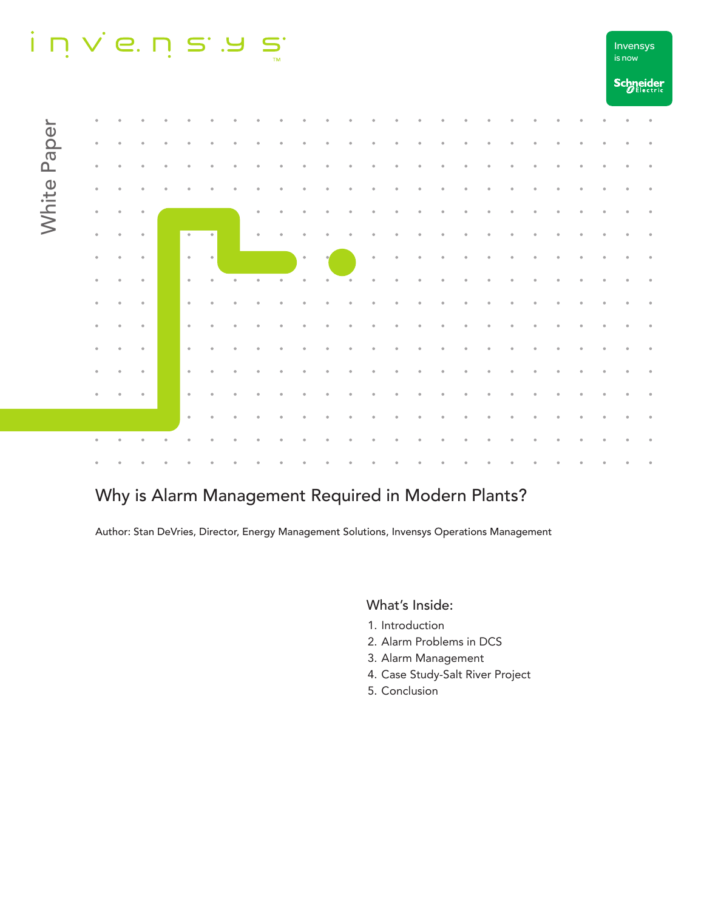invensys

Invensys is now Schneider Electric

White Paper

# Why is Alarm Management Required in Modern Plants?

Author: Stan DeVries, Director, Energy Management Solutions, Invensys Operations Management

## What's Inside:

1. Introduction
2. Alarm Problems in DCS
3. Alarm Management
4. Case Study-Salt River Project
5. Conclusion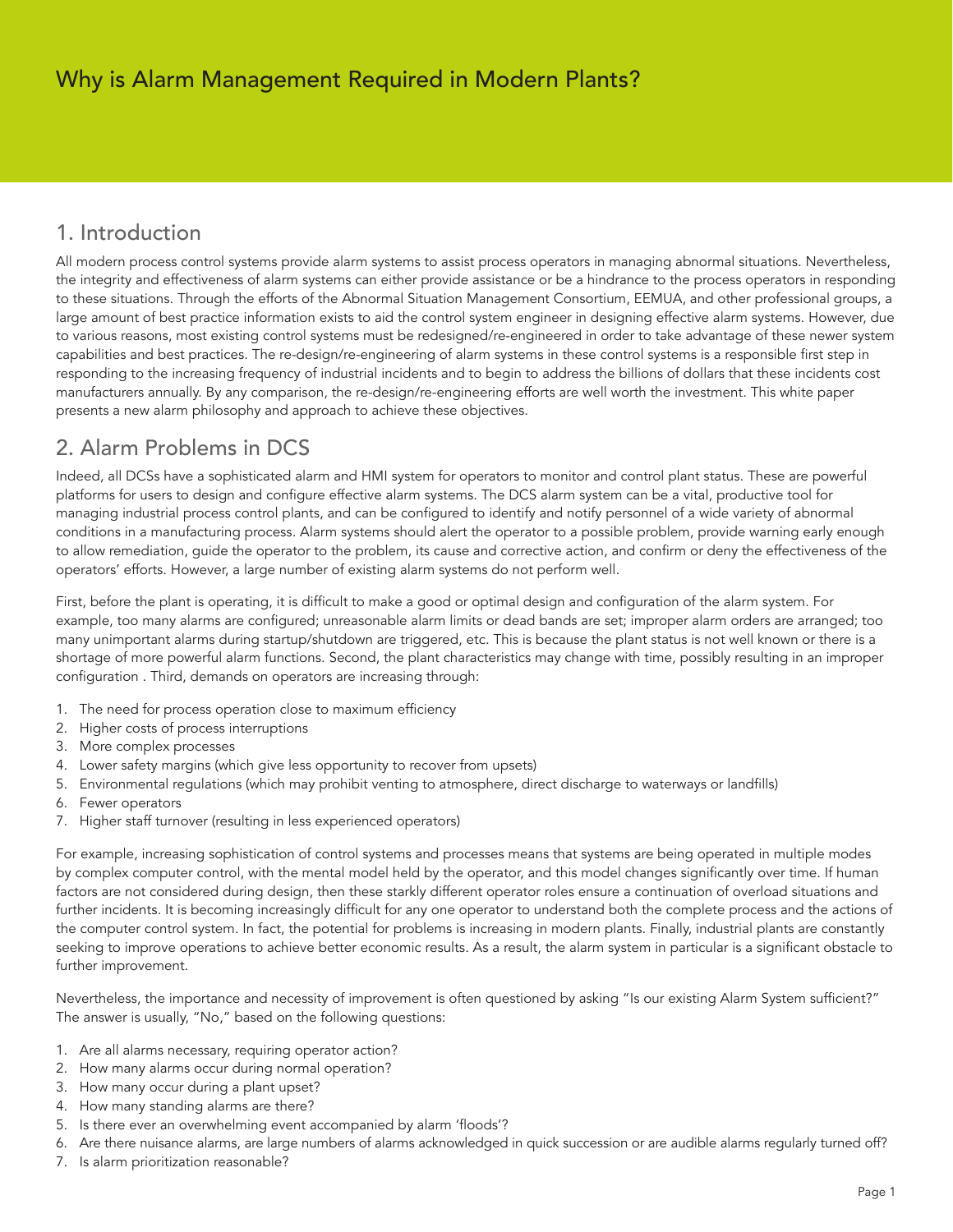# Why is Alarm Management Required in Modern Plants?

## 1. Introduction

All modern process control systems provide alarm systems to assist process operators in managing abnormal situations. Nevertheless, the integrity and effectiveness of alarm systems can either provide assistance or be a hindrance to the process operators in responding to these situations. Through the efforts of the Abnormal Situation Management Consortium, EEMUA, and other professional groups, a large amount of best practice information exists to aid the control system engineer in designing effective alarm systems. However, due to various reasons, most existing control systems must be redesigned/re-engineered in order to take advantage of these newer system capabilities and best practices. The re-design/re-engineering of alarm systems in these control systems is a responsible first step in responding to the increasing frequency of industrial incidents and to begin to address the billions of dollars that these incidents cost manufacturers annually. By any comparison, the re-design/re-engineering efforts are well worth the investment. This white paper presents a new alarm philosophy and approach to achieve these objectives.

## 2. Alarm Problems in DCS

Indeed, all DCSs have a sophisticated alarm and HMI system for operators to monitor and control plant status. These are powerful platforms for users to design and configure effective alarm systems. The DCS alarm system can be a vital, productive tool for managing industrial process control plants, and can be configured to identify and notify personnel of a wide variety of abnormal conditions in a manufacturing process. Alarm systems should alert the operator to a possible problem, provide warning early enough to allow remediation, guide the operator to the problem, its cause and corrective action, and confirm or deny the effectiveness of the operators' efforts. However, a large number of existing alarm systems do not perform well.

First, before the plant is operating, it is difficult to make a good or optimal design and configuration of the alarm system. For example, too many alarms are configured; unreasonable alarm limits or dead bands are set; improper alarm orders are arranged; too many unimportant alarms during startup/shutdown are triggered, etc. This is because the plant status is not well known or there is a shortage of more powerful alarm functions. Second, the plant characteristics may change with time, possibly resulting in an improper configuration . Third, demands on operators are increasing through:

1. The need for process operation close to maximum efficiency
2. Higher costs of process interruptions
3. More complex processes
4. Lower safety margins (which give less opportunity to recover from upsets)
5. Environmental regulations (which may prohibit venting to atmosphere, direct discharge to waterways or landfills)
6. Fewer operators
7. Higher staff turnover (resulting in less experienced operators)

For example, increasing sophistication of control systems and processes means that systems are being operated in multiple modes by complex computer control, with the mental model held by the operator, and this model changes significantly over time. If human factors are not considered during design, then these starkly different operator roles ensure a continuation of overload situations and further incidents. It is becoming increasingly difficult for any one operator to understand both the complete process and the actions of the computer control system. In fact, the potential for problems is increasing in modern plants. Finally, industrial plants are constantly seeking to improve operations to achieve better economic results. As a result, the alarm system in particular is a significant obstacle to further improvement.

Nevertheless, the importance and necessity of improvement is often questioned by asking "Is our existing Alarm System sufficient?" The answer is usually, "No," based on the following questions:

1. Are all alarms necessary, requiring operator action?
2. How many alarms occur during normal operation?
3. How many occur during a plant upset?
4. How many standing alarms are there?
5. Is there ever an overwhelming event accompanied by alarm 'floods'?
6. Are there nuisance alarms, are large numbers of alarms acknowledged in quick succession or are audible alarms regularly turned off?
7. Is alarm prioritization reasonable?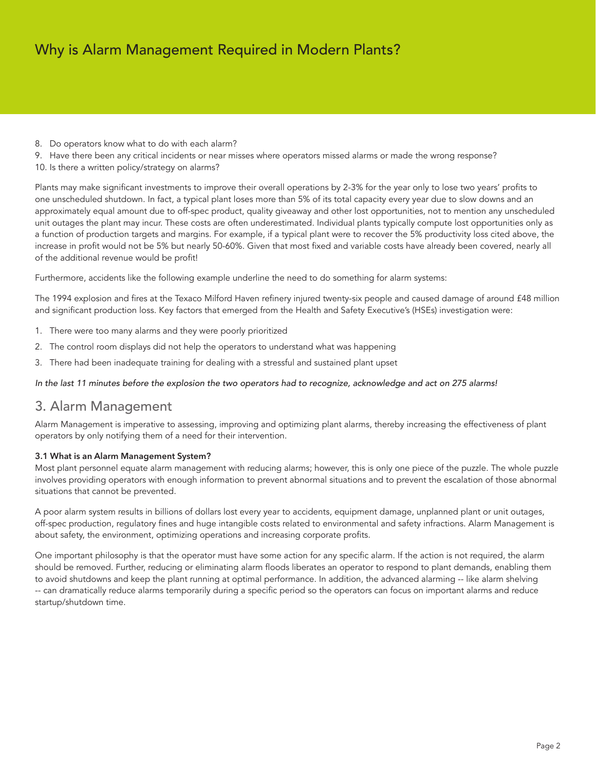8. Do operators know what to do with each alarm?
9. Have there been any critical incidents or near misses where operators missed alarms or made the wrong response?
10. Is there a written policy/strategy on alarms?

Plants may make significant investments to improve their overall operations by 2-3% for the year only to lose two years' profits to one unscheduled shutdown. In fact, a typical plant loses more than 5% of its total capacity every year due to slow downs and an approximately equal amount due to off-spec product, quality giveaway and other lost opportunities, not to mention any unscheduled unit outages the plant may incur. These costs are often underestimated. Individual plants typically compute lost opportunities only as a function of production targets and margins. For example, if a typical plant were to recover the 5% productivity loss cited above, the increase in profit would not be 5% but nearly 50-60%. Given that most fixed and variable costs have already been covered, nearly all of the additional revenue would be profit!

Furthermore, accidents like the following example underline the need to do something for alarm systems:

The 1994 explosion and fires at the Texaco Milford Haven refinery injured twenty-six people and caused damage of around £48 million and significant production loss. Key factors that emerged from the Health and Safety Executive's (HSEs) investigation were:

1. There were too many alarms and they were poorly prioritized
2. The control room displays did not help the operators to understand what was happening
3. There had been inadequate training for dealing with a stressful and sustained plant upset

*In the last 11 minutes before the explosion the two operators had to recognize, acknowledge and act on 275 alarms!*

## 3. Alarm Management

Alarm Management is imperative to assessing, improving and optimizing plant alarms, thereby increasing the effectiveness of plant operators by only notifying them of a need for their intervention.

### 3.1 What is an Alarm Management System?

Most plant personnel equate alarm management with reducing alarms; however, this is only one piece of the puzzle. The whole puzzle involves providing operators with enough information to prevent abnormal situations and to prevent the escalation of those abnormal situations that cannot be prevented.

A poor alarm system results in billions of dollars lost every year to accidents, equipment damage, unplanned plant or unit outages, off-spec production, regulatory fines and huge intangible costs related to environmental and safety infractions. Alarm Management is about safety, the environment, optimizing operations and increasing corporate profits.

One important philosophy is that the operator must have some action for any specific alarm. If the action is not required, the alarm should be removed. Further, reducing or eliminating alarm floods liberates an operator to respond to plant demands, enabling them to avoid shutdowns and keep the plant running at optimal performance. In addition, the advanced alarming -- like alarm shelving -- can dramatically reduce alarms temporarily during a specific period so the operators can focus on important alarms and reduce startup/shutdown time.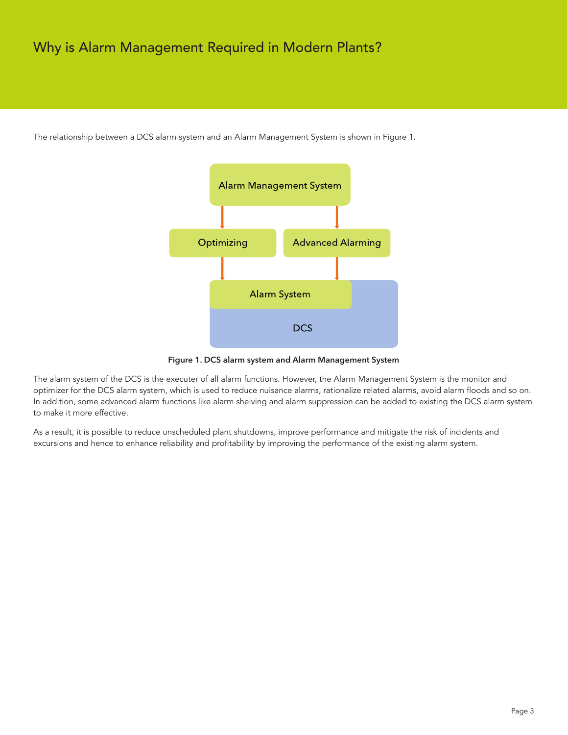# Why is Alarm Management Required in Modern Plants?

The relationship between a DCS alarm system and an Alarm Management System is shown in Figure 1.

**Figure 1. DCS alarm system and Alarm Management System**

The alarm system of the DCS is the executer of all alarm functions. However, the Alarm Management System is the monitor and optimizer for the DCS alarm system, which is used to reduce nuisance alarms, rationalize related alarms, avoid alarm floods and so on. In addition, some advanced alarm functions like alarm shelving and alarm suppression can be added to existing the DCS alarm system to make it more effective.

As a result, it is possible to reduce unscheduled plant shutdowns, improve performance and mitigate the risk of incidents and excursions and hence to enhance reliability and profitability by improving the performance of the existing alarm system.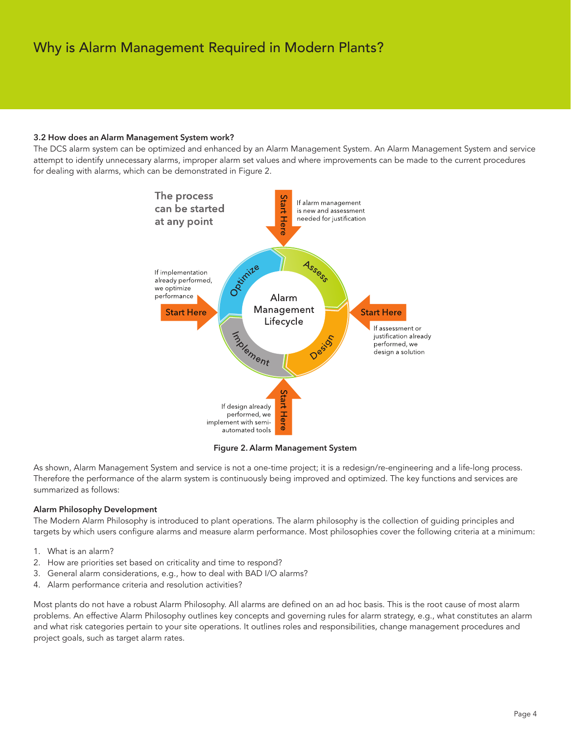# Why is Alarm Management Required in Modern Plants?

**3.2 How does an Alarm Management System work?**

The DCS alarm system can be optimized and enhanced by an Alarm Management System. An Alarm Management System and service attempt to identify unnecessary alarms, improper alarm set values and where improvements can be made to the current procedures for dealing with alarms, which can be demonstrated in Figure 2.

The process can be started at any point

Start Here — If alarm management is new and assessment needed for justification

Start Here — If assessment or justification already performed, we design a solution

Start Here — If design already performed, we implement with semi-automated tools

Start Here — If implementation already performed, we optimize performance

Alarm Management Lifecycle: Assess, Design, Implement, Optimize

**Figure 2. Alarm Management System**

As shown, Alarm Management System and service is not a one-time project; it is a redesign/re-engineering and a life-long process. Therefore the performance of the alarm system is continuously being improved and optimized. The key functions and services are summarized as follows:

**Alarm Philosophy Development**

The Modern Alarm Philosophy is introduced to plant operations. The alarm philosophy is the collection of guiding principles and targets by which users configure alarms and measure alarm performance. Most philosophies cover the following criteria at a minimum:

1. What is an alarm?
2. How are priorities set based on criticality and time to respond?
3. General alarm considerations, e.g., how to deal with BAD I/O alarms?
4. Alarm performance criteria and resolution activities?

Most plants do not have a robust Alarm Philosophy. All alarms are defined on an ad hoc basis. This is the root cause of most alarm problems. An effective Alarm Philosophy outlines key concepts and governing rules for alarm strategy, e.g., what constitutes an alarm and what risk categories pertain to your site operations. It outlines roles and responsibilities, change management procedures and project goals, such as target alarm rates.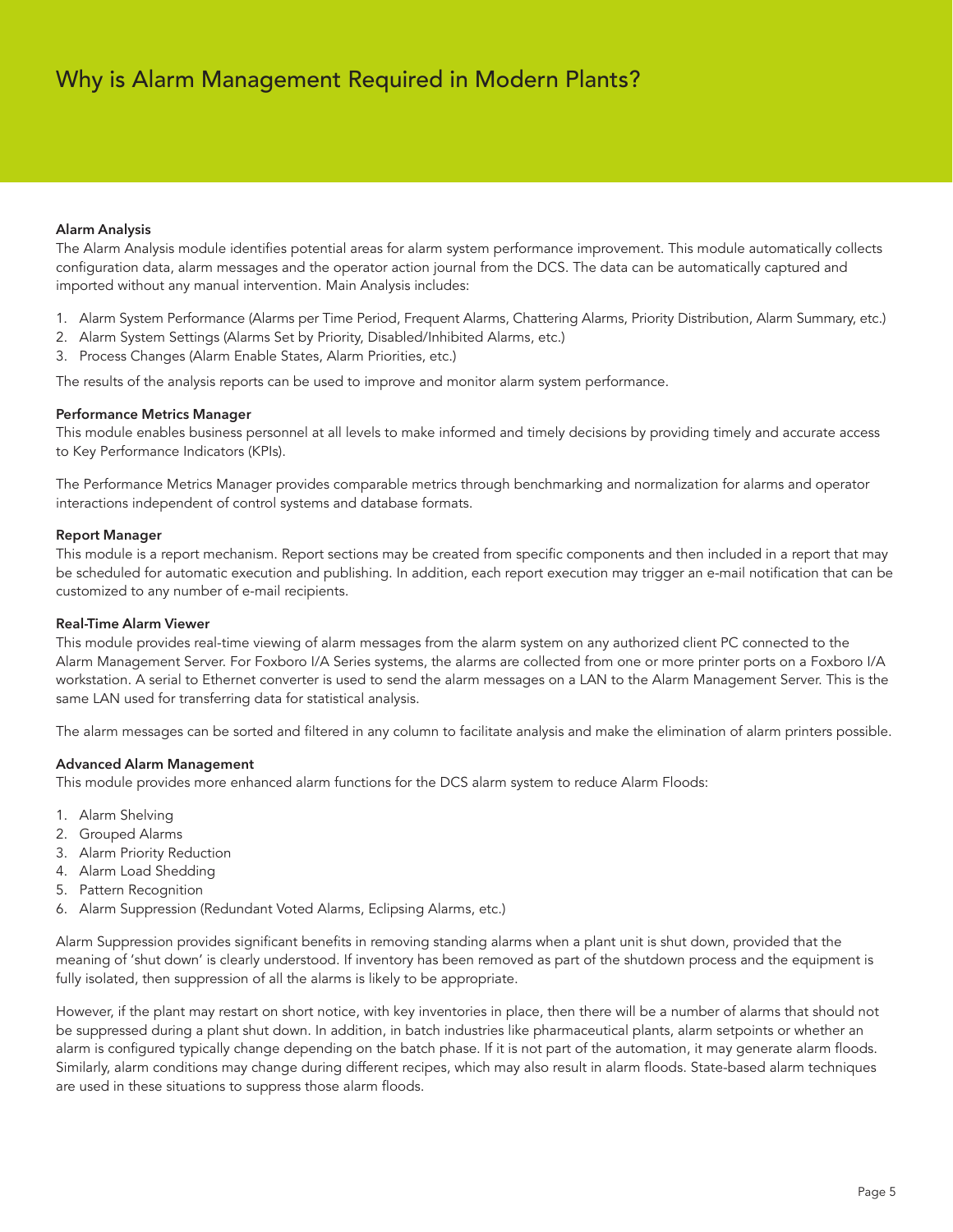# Why is Alarm Management Required in Modern Plants?

### Alarm Analysis

The Alarm Analysis module identifies potential areas for alarm system performance improvement. This module automatically collects configuration data, alarm messages and the operator action journal from the DCS. The data can be automatically captured and imported without any manual intervention. Main Analysis includes:

1. Alarm System Performance (Alarms per Time Period, Frequent Alarms, Chattering Alarms, Priority Distribution, Alarm Summary, etc.)
2. Alarm System Settings (Alarms Set by Priority, Disabled/Inhibited Alarms, etc.)
3. Process Changes (Alarm Enable States, Alarm Priorities, etc.)

The results of the analysis reports can be used to improve and monitor alarm system performance.

### Performance Metrics Manager

This module enables business personnel at all levels to make informed and timely decisions by providing timely and accurate access to Key Performance Indicators (KPIs).

The Performance Metrics Manager provides comparable metrics through benchmarking and normalization for alarms and operator interactions independent of control systems and database formats.

### Report Manager

This module is a report mechanism. Report sections may be created from specific components and then included in a report that may be scheduled for automatic execution and publishing. In addition, each report execution may trigger an e-mail notification that can be customized to any number of e-mail recipients.

### Real-Time Alarm Viewer

This module provides real-time viewing of alarm messages from the alarm system on any authorized client PC connected to the Alarm Management Server. For Foxboro I/A Series systems, the alarms are collected from one or more printer ports on a Foxboro I/A workstation. A serial to Ethernet converter is used to send the alarm messages on a LAN to the Alarm Management Server. This is the same LAN used for transferring data for statistical analysis.

The alarm messages can be sorted and filtered in any column to facilitate analysis and make the elimination of alarm printers possible.

### Advanced Alarm Management

This module provides more enhanced alarm functions for the DCS alarm system to reduce Alarm Floods:

1. Alarm Shelving
2. Grouped Alarms
3. Alarm Priority Reduction
4. Alarm Load Shedding
5. Pattern Recognition
6. Alarm Suppression (Redundant Voted Alarms, Eclipsing Alarms, etc.)

Alarm Suppression provides significant benefits in removing standing alarms when a plant unit is shut down, provided that the meaning of 'shut down' is clearly understood. If inventory has been removed as part of the shutdown process and the equipment is fully isolated, then suppression of all the alarms is likely to be appropriate.

However, if the plant may restart on short notice, with key inventories in place, then there will be a number of alarms that should not be suppressed during a plant shut down. In addition, in batch industries like pharmaceutical plants, alarm setpoints or whether an alarm is configured typically change depending on the batch phase. If it is not part of the automation, it may generate alarm floods. Similarly, alarm conditions may change during different recipes, which may also result in alarm floods. State-based alarm techniques are used in these situations to suppress those alarm floods.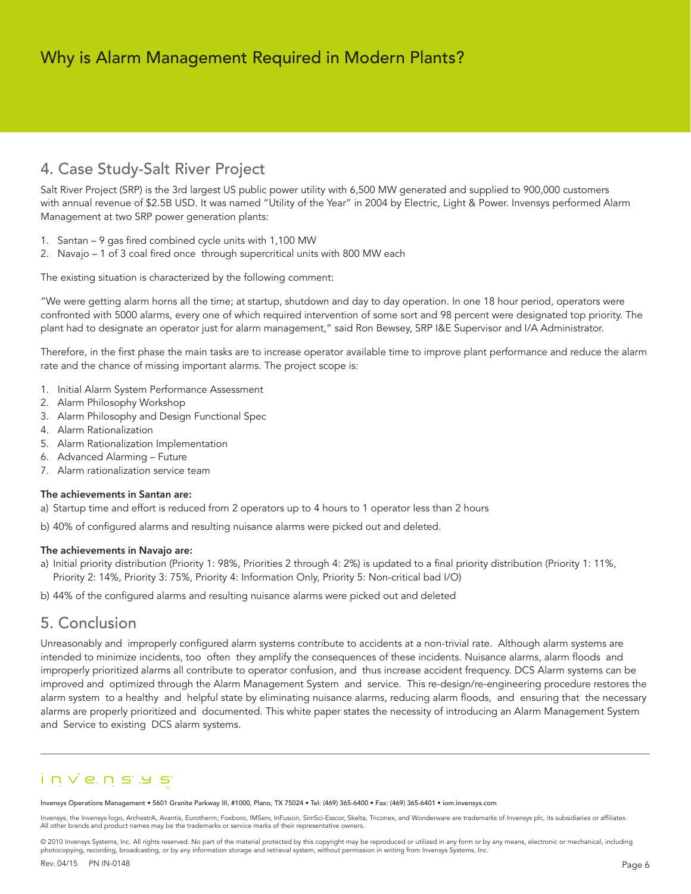# Why is Alarm Management Required in Modern Plants?

## 4. Case Study-Salt River Project

Salt River Project (SRP) is the 3rd largest US public power utility with 6,500 MW generated and supplied to 900,000 customers with annual revenue of $2.5B USD. It was named "Utility of the Year" in 2004 by Electric, Light & Power. Invensys performed Alarm Management at two SRP power generation plants:

1. Santan – 9 gas fired combined cycle units with 1,100 MW
2. Navajo – 1 of 3 coal fired once through supercritical units with 800 MW each

The existing situation is characterized by the following comment:

"We were getting alarm horns all the time; at startup, shutdown and day to day operation. In one 18 hour period, operators were confronted with 5000 alarms, every one of which required intervention of some sort and 98 percent were designated top priority. The plant had to designate an operator just for alarm management," said Ron Bewsey, SRP I&E Supervisor and I/A Administrator.

Therefore, in the first phase the main tasks are to increase operator available time to improve plant performance and reduce the alarm rate and the chance of missing important alarms. The project scope is:

1. Initial Alarm System Performance Assessment
2. Alarm Philosophy Workshop
3. Alarm Philosophy and Design Functional Spec
4. Alarm Rationalization
5. Alarm Rationalization Implementation
6. Advanced Alarming – Future
7. Alarm rationalization service team

**The achievements in Santan are:**

a) Startup time and effort is reduced from 2 operators up to 4 hours to 1 operator less than 2 hours

b) 40% of configured alarms and resulting nuisance alarms were picked out and deleted.

**The achievements in Navajo are:**

a) Initial priority distribution (Priority 1: 98%, Priorities 2 through 4: 2%) is updated to a final priority distribution (Priority 1: 11%, Priority 2: 14%, Priority 3: 75%, Priority 4: Information Only, Priority 5: Non-critical bad I/O)

b) 44% of the configured alarms and resulting nuisance alarms were picked out and deleted

## 5. Conclusion

Unreasonably and improperly configured alarm systems contribute to accidents at a non-trivial rate. Although alarm systems are intended to minimize incidents, too often they amplify the consequences of these incidents. Nuisance alarms, alarm floods and improperly prioritized alarms all contribute to operator confusion, and thus increase accident frequency. DCS Alarm systems can be improved and optimized through the Alarm Management System and service. This re-design/re-engineering procedure restores the alarm system to a healthy and helpful state by eliminating nuisance alarms, reducing alarm floods, and ensuring that the necessary alarms are properly prioritized and documented. This white paper states the necessity of introducing an Alarm Management System and Service to existing DCS alarm systems.

invensys

Invensys Operations Management • 5601 Granite Parkway III, #1000, Plano, TX 75024 • Tel: (469) 365-6400 • Fax: (469) 365-6401 • iom.invensys.com

Invensys, the Invensys logo, ArchestrA, Avantis, Eurotherm, Foxboro, IMServ, InFusion, SimSci-Esscor, Skelta, Triconex, and Wonderware are trademarks of Invensys plc, its subsidiaries or affiliates. All other brands and product names may be the trademarks or service marks of their representative owners.

© 2010 Invensys Systems, Inc. All rights reserved. No part of the material protected by this copyright may be reproduced or utilized in any form or by any means, electronic or mechanical, including photocopying, recording, broadcasting, or by any information storage and retrieval system, without permission in writing from Invensys Systems, Inc.

Rev. 04/15 PN IN-0148